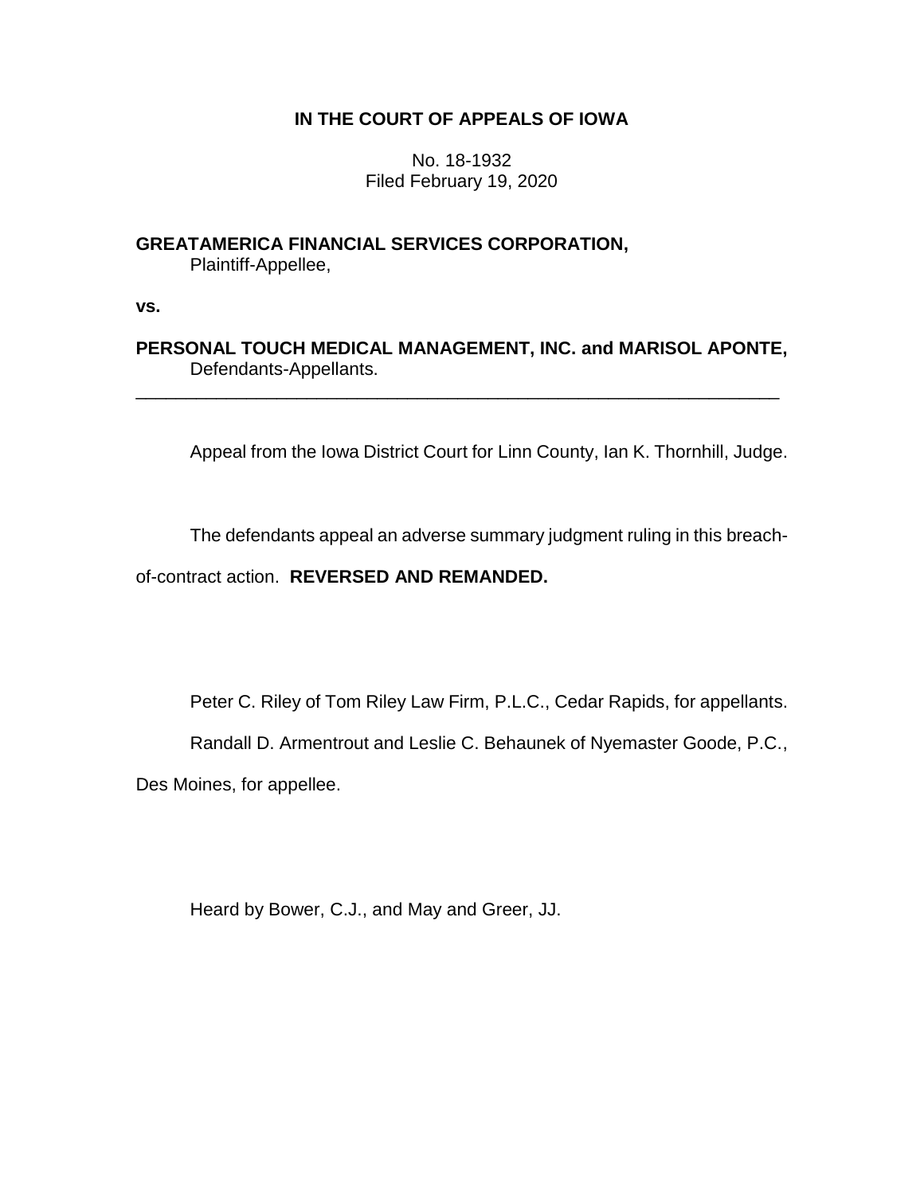**IN THE COURT OF APPEALS OF IOWA**

No. 18-1932
Filed February 19, 2020

**GREATAMERICA FINANCIAL SERVICES CORPORATION,**
Plaintiff-Appellee,

**vs.**

**PERSONAL TOUCH MEDICAL MANAGEMENT, INC. and MARISOL APONTE,**
Defendants-Appellants.

---

Appeal from the Iowa District Court for Linn County, Ian K. Thornhill, Judge.

The defendants appeal an adverse summary judgment ruling in this breach-of-contract action. **REVERSED AND REMANDED.**

Peter C. Riley of Tom Riley Law Firm, P.L.C., Cedar Rapids, for appellants.

Randall D. Armentrout and Leslie C. Behaunek of Nyemaster Goode, P.C., Des Moines, for appellee.

Heard by Bower, C.J., and May and Greer, JJ.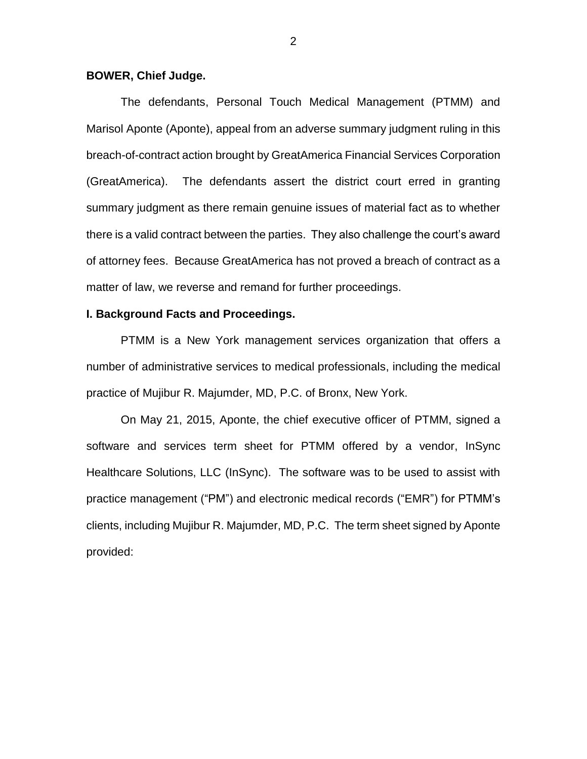**BOWER, Chief Judge.**

The defendants, Personal Touch Medical Management (PTMM) and Marisol Aponte (Aponte), appeal from an adverse summary judgment ruling in this breach-of-contract action brought by GreatAmerica Financial Services Corporation (GreatAmerica). The defendants assert the district court erred in granting summary judgment as there remain genuine issues of material fact as to whether there is a valid contract between the parties. They also challenge the court's award of attorney fees. Because GreatAmerica has not proved a breach of contract as a matter of law, we reverse and remand for further proceedings.

**I. Background Facts and Proceedings.**

PTMM is a New York management services organization that offers a number of administrative services to medical professionals, including the medical practice of Mujibur R. Majumder, MD, P.C. of Bronx, New York.

On May 21, 2015, Aponte, the chief executive officer of PTMM, signed a software and services term sheet for PTMM offered by a vendor, InSync Healthcare Solutions, LLC (InSync). The software was to be used to assist with practice management ("PM") and electronic medical records ("EMR") for PTMM's clients, including Mujibur R. Majumder, MD, P.C. The term sheet signed by Aponte provided: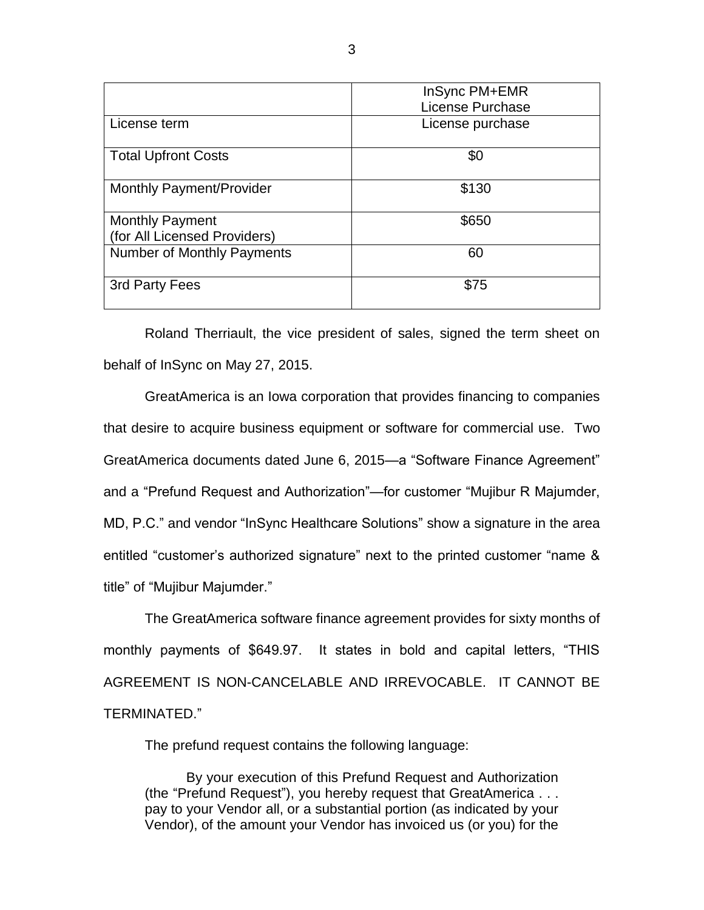| | InSync PM+EMR License Purchase |
|---|---|
| License term | License purchase |
| Total Upfront Costs | $0 |
| Monthly Payment/Provider | $130 |
| Monthly Payment (for All Licensed Providers) | $650 |
| Number of Monthly Payments | 60 |
| 3rd Party Fees | $75 |

Roland Therriault, the vice president of sales, signed the term sheet on behalf of InSync on May 27, 2015.

GreatAmerica is an Iowa corporation that provides financing to companies that desire to acquire business equipment or software for commercial use. Two GreatAmerica documents dated June 6, 2015—a "Software Finance Agreement" and a "Prefund Request and Authorization"—for customer "Mujibur R Majumder, MD, P.C." and vendor "InSync Healthcare Solutions" show a signature in the area entitled "customer's authorized signature" next to the printed customer "name & title" of "Mujibur Majumder."

The GreatAmerica software finance agreement provides for sixty months of monthly payments of $649.97. It states in bold and capital letters, "THIS AGREEMENT IS NON-CANCELABLE AND IRREVOCABLE. IT CANNOT BE TERMINATED."

The prefund request contains the following language:

> By your execution of this Prefund Request and Authorization (the "Prefund Request"), you hereby request that GreatAmerica . . . pay to your Vendor all, or a substantial portion (as indicated by your Vendor), of the amount your Vendor has invoiced us (or you) for the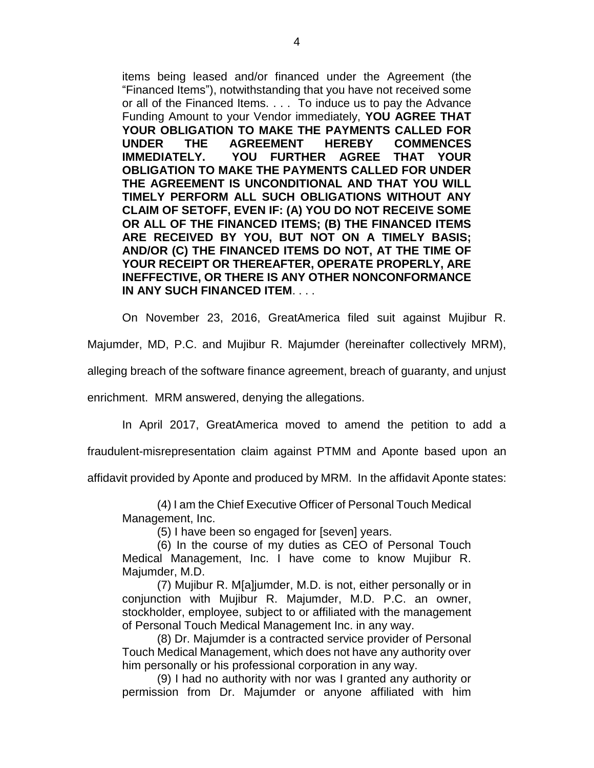> items being leased and/or financed under the Agreement (the "Financed Items"), notwithstanding that you have not received some or all of the Financed Items. . . . To induce us to pay the Advance Funding Amount to your Vendor immediately, **YOU AGREE THAT YOUR OBLIGATION TO MAKE THE PAYMENTS CALLED FOR UNDER THE AGREEMENT HEREBY COMMENCES IMMEDIATELY. YOU FURTHER AGREE THAT YOUR OBLIGATION TO MAKE THE PAYMENTS CALLED FOR UNDER THE AGREEMENT IS UNCONDITIONAL AND THAT YOU WILL TIMELY PERFORM ALL SUCH OBLIGATIONS WITHOUT ANY CLAIM OF SETOFF, EVEN IF: (A) YOU DO NOT RECEIVE SOME OR ALL OF THE FINANCED ITEMS; (B) THE FINANCED ITEMS ARE RECEIVED BY YOU, BUT NOT ON A TIMELY BASIS; AND/OR (C) THE FINANCED ITEMS DO NOT, AT THE TIME OF YOUR RECEIPT OR THEREAFTER, OPERATE PROPERLY, ARE INEFFECTIVE, OR THERE IS ANY OTHER NONCONFORMANCE IN ANY SUCH FINANCED ITEM**. . . .

On November 23, 2016, GreatAmerica filed suit against Mujibur R. Majumder, MD, P.C. and Mujibur R. Majumder (hereinafter collectively MRM), alleging breach of the software finance agreement, breach of guaranty, and unjust enrichment. MRM answered, denying the allegations.

In April 2017, GreatAmerica moved to amend the petition to add a fraudulent-misrepresentation claim against PTMM and Aponte based upon an affidavit provided by Aponte and produced by MRM. In the affidavit Aponte states:

> (4) I am the Chief Executive Officer of Personal Touch Medical Management, Inc.
>
> (5) I have been so engaged for [seven] years.
>
> (6) In the course of my duties as CEO of Personal Touch Medical Management, Inc. I have come to know Mujibur R. Majumder, M.D.
>
> (7) Mujibur R. M[a]jumder, M.D. is not, either personally or in conjunction with Mujibur R. Majumder, M.D. P.C. an owner, stockholder, employee, subject to or affiliated with the management of Personal Touch Medical Management Inc. in any way.
>
> (8) Dr. Majumder is a contracted service provider of Personal Touch Medical Management, which does not have any authority over him personally or his professional corporation in any way.
>
> (9) I had no authority with nor was I granted any authority or permission from Dr. Majumder or anyone affiliated with him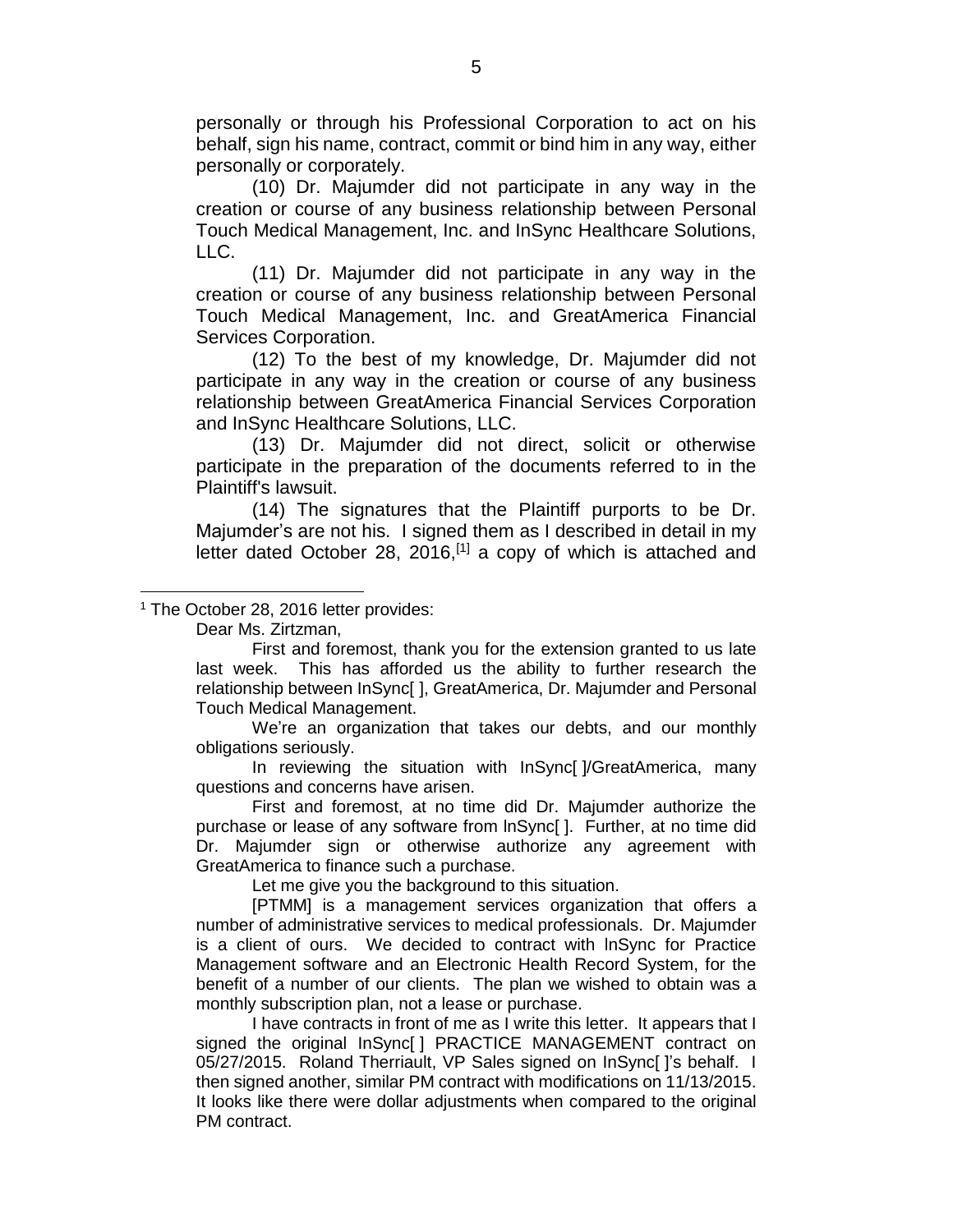personally or through his Professional Corporation to act on his behalf, sign his name, contract, commit or bind him in any way, either personally or corporately.

(10) Dr. Majumder did not participate in any way in the creation or course of any business relationship between Personal Touch Medical Management, Inc. and InSync Healthcare Solutions, LLC.

(11) Dr. Majumder did not participate in any way in the creation or course of any business relationship between Personal Touch Medical Management, Inc. and GreatAmerica Financial Services Corporation.

(12) To the best of my knowledge, Dr. Majumder did not participate in any way in the creation or course of any business relationship between GreatAmerica Financial Services Corporation and InSync Healthcare Solutions, LLC.

(13) Dr. Majumder did not direct, solicit or otherwise participate in the preparation of the documents referred to in the Plaintiff's lawsuit.

(14) The signatures that the Plaintiff purports to be Dr. Majumder's are not his. I signed them as I described in detail in my letter dated October 28, 2016,[1] a copy of which is attached and

---

[1] The October 28, 2016 letter provides:

Dear Ms. Zirtzman,

First and foremost, thank you for the extension granted to us late last week. This has afforded us the ability to further research the relationship between InSync[ ], GreatAmerica, Dr. Majumder and Personal Touch Medical Management.

We're an organization that takes our debts, and our monthly obligations seriously.

In reviewing the situation with InSync[ ]/GreatAmerica, many questions and concerns have arisen.

First and foremost, at no time did Dr. Majumder authorize the purchase or lease of any software from lnSync[ ]. Further, at no time did Dr. Majumder sign or otherwise authorize any agreement with GreatAmerica to finance such a purchase.

Let me give you the background to this situation.

[PTMM] is a management services organization that offers a number of administrative services to medical professionals. Dr. Majumder is a client of ours. We decided to contract with lnSync for Practice Management software and an Electronic Health Record System, for the benefit of a number of our clients. The plan we wished to obtain was a monthly subscription plan, not a lease or purchase.

I have contracts in front of me as I write this letter. It appears that I signed the original InSync[ ] PRACTICE MANAGEMENT contract on 05/27/2015. Roland Therriault, VP Sales signed on InSync[ ]'s behalf. I then signed another, similar PM contract with modifications on 11/13/2015. It looks like there were dollar adjustments when compared to the original PM contract.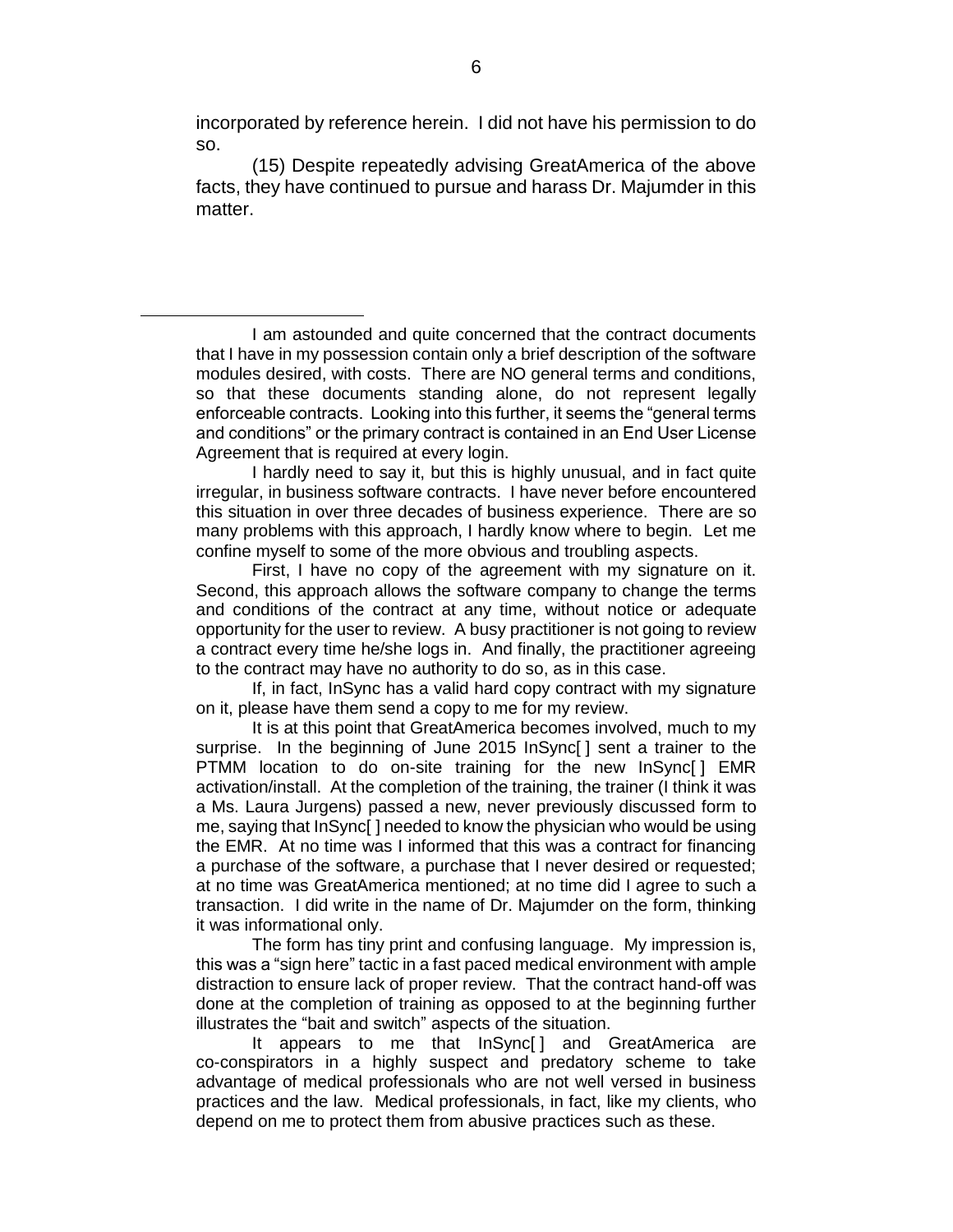incorporated by reference herein. I did not have his permission to do so.

(15) Despite repeatedly advising GreatAmerica of the above facts, they have continued to pursue and harass Dr. Majumder in this matter.

---

I am astounded and quite concerned that the contract documents that I have in my possession contain only a brief description of the software modules desired, with costs. There are NO general terms and conditions, so that these documents standing alone, do not represent legally enforceable contracts. Looking into this further, it seems the "general terms and conditions" or the primary contract is contained in an End User License Agreement that is required at every login.

I hardly need to say it, but this is highly unusual, and in fact quite irregular, in business software contracts. I have never before encountered this situation in over three decades of business experience. There are so many problems with this approach, I hardly know where to begin. Let me confine myself to some of the more obvious and troubling aspects.

First, I have no copy of the agreement with my signature on it. Second, this approach allows the software company to change the terms and conditions of the contract at any time, without notice or adequate opportunity for the user to review. A busy practitioner is not going to review a contract every time he/she logs in. And finally, the practitioner agreeing to the contract may have no authority to do so, as in this case.

If, in fact, InSync has a valid hard copy contract with my signature on it, please have them send a copy to me for my review.

It is at this point that GreatAmerica becomes involved, much to my surprise. In the beginning of June 2015 InSync[ ] sent a trainer to the PTMM location to do on-site training for the new InSync[ ] EMR activation/install. At the completion of the training, the trainer (I think it was a Ms. Laura Jurgens) passed a new, never previously discussed form to me, saying that InSync[ ] needed to know the physician who would be using the EMR. At no time was I informed that this was a contract for financing a purchase of the software, a purchase that I never desired or requested; at no time was GreatAmerica mentioned; at no time did I agree to such a transaction. I did write in the name of Dr. Majumder on the form, thinking it was informational only.

The form has tiny print and confusing language. My impression is, this was a "sign here" tactic in a fast paced medical environment with ample distraction to ensure lack of proper review. That the contract hand-off was done at the completion of training as opposed to at the beginning further illustrates the "bait and switch" aspects of the situation.

It appears to me that InSync[ ] and GreatAmerica are co-conspirators in a highly suspect and predatory scheme to take advantage of medical professionals who are not well versed in business practices and the law. Medical professionals, in fact, like my clients, who depend on me to protect them from abusive practices such as these.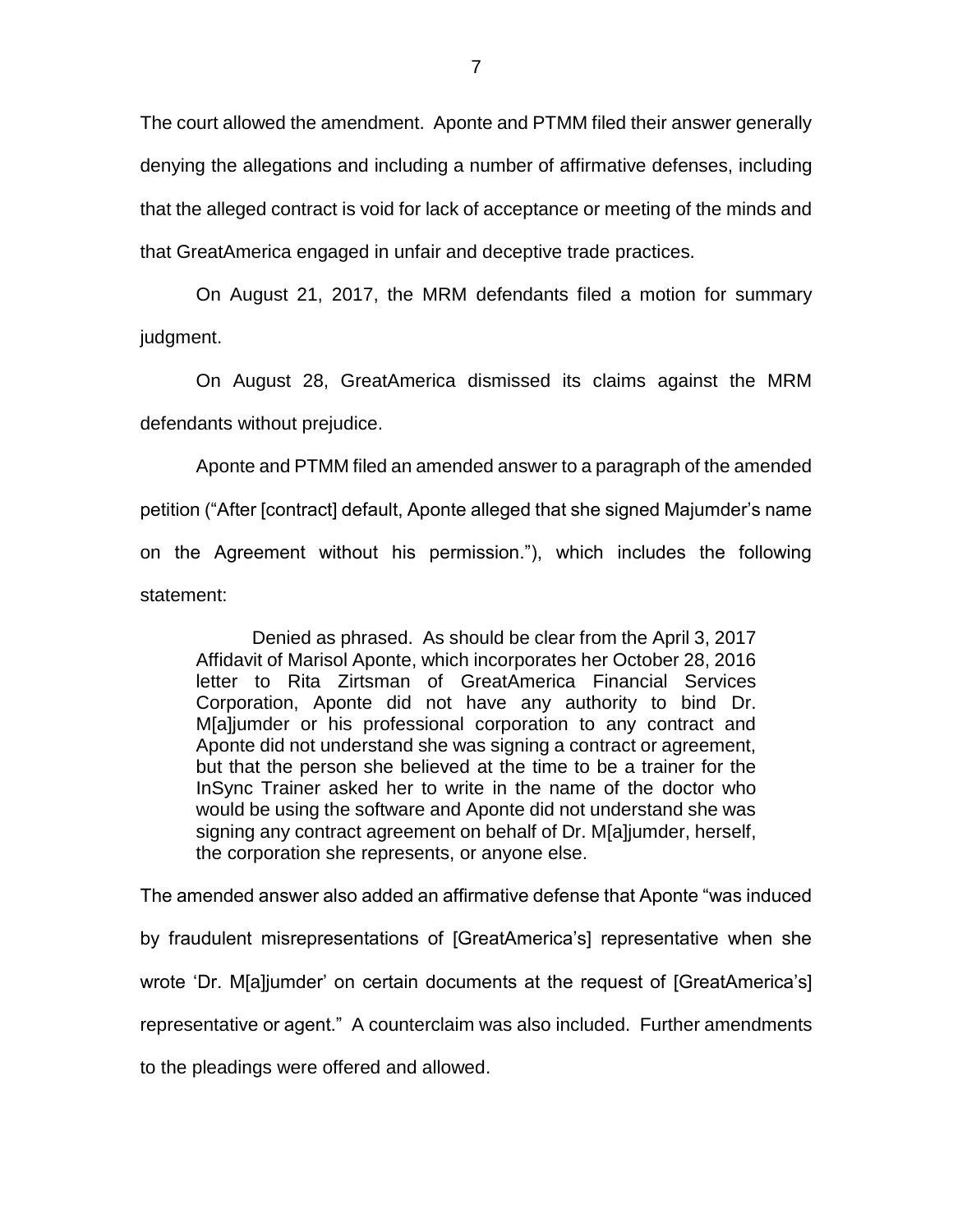The court allowed the amendment. Aponte and PTMM filed their answer generally denying the allegations and including a number of affirmative defenses, including that the alleged contract is void for lack of acceptance or meeting of the minds and that GreatAmerica engaged in unfair and deceptive trade practices.

On August 21, 2017, the MRM defendants filed a motion for summary judgment.

On August 28, GreatAmerica dismissed its claims against the MRM defendants without prejudice.

Aponte and PTMM filed an amended answer to a paragraph of the amended petition ("After [contract] default, Aponte alleged that she signed Majumder's name on the Agreement without his permission."), which includes the following statement:

> Denied as phrased. As should be clear from the April 3, 2017 Affidavit of Marisol Aponte, which incorporates her October 28, 2016 letter to Rita Zirtsman of GreatAmerica Financial Services Corporation, Aponte did not have any authority to bind Dr. M[a]jumder or his professional corporation to any contract and Aponte did not understand she was signing a contract or agreement, but that the person she believed at the time to be a trainer for the InSync Trainer asked her to write in the name of the doctor who would be using the software and Aponte did not understand she was signing any contract agreement on behalf of Dr. M[a]jumder, herself, the corporation she represents, or anyone else.

The amended answer also added an affirmative defense that Aponte "was induced by fraudulent misrepresentations of [GreatAmerica's] representative when she wrote 'Dr. M[a]jumder' on certain documents at the request of [GreatAmerica's] representative or agent." A counterclaim was also included. Further amendments to the pleadings were offered and allowed.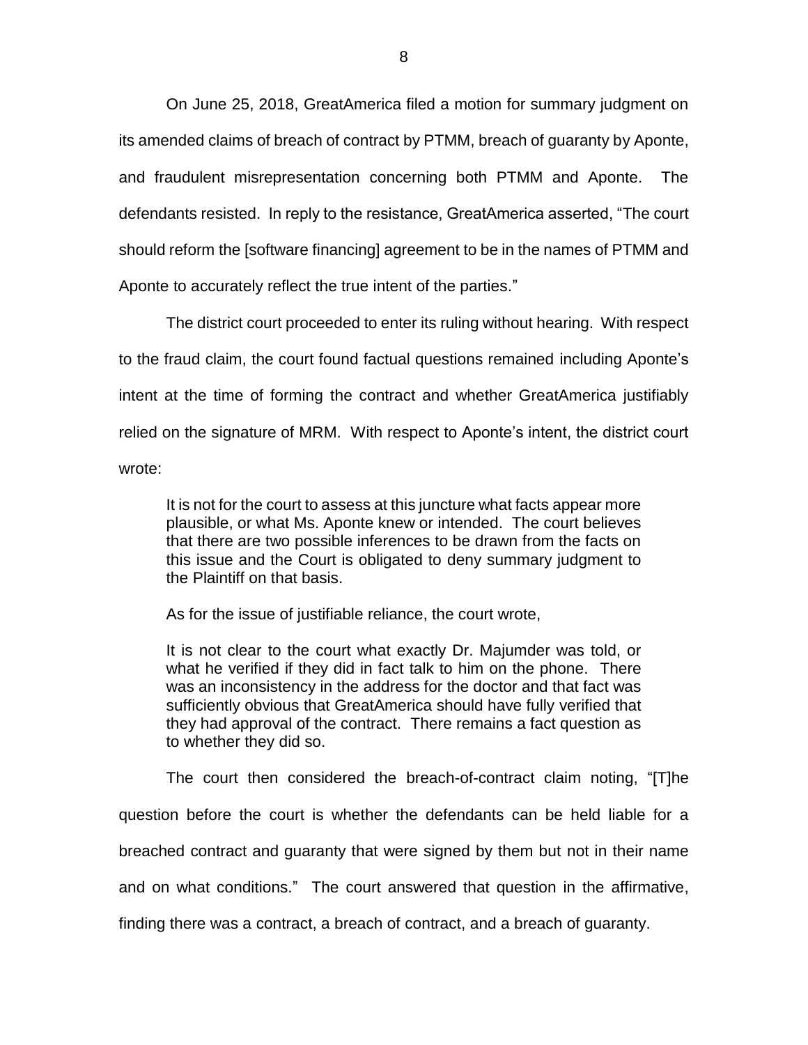On June 25, 2018, GreatAmerica filed a motion for summary judgment on its amended claims of breach of contract by PTMM, breach of guaranty by Aponte, and fraudulent misrepresentation concerning both PTMM and Aponte. The defendants resisted. In reply to the resistance, GreatAmerica asserted, "The court should reform the [software financing] agreement to be in the names of PTMM and Aponte to accurately reflect the true intent of the parties."

The district court proceeded to enter its ruling without hearing. With respect to the fraud claim, the court found factual questions remained including Aponte's intent at the time of forming the contract and whether GreatAmerica justifiably relied on the signature of MRM. With respect to Aponte's intent, the district court wrote:

> It is not for the court to assess at this juncture what facts appear more plausible, or what Ms. Aponte knew or intended. The court believes that there are two possible inferences to be drawn from the facts on this issue and the Court is obligated to deny summary judgment to the Plaintiff on that basis.

As for the issue of justifiable reliance, the court wrote,

> It is not clear to the court what exactly Dr. Majumder was told, or what he verified if they did in fact talk to him on the phone. There was an inconsistency in the address for the doctor and that fact was sufficiently obvious that GreatAmerica should have fully verified that they had approval of the contract. There remains a fact question as to whether they did so.

The court then considered the breach-of-contract claim noting, "[T]he question before the court is whether the defendants can be held liable for a breached contract and guaranty that were signed by them but not in their name and on what conditions." The court answered that question in the affirmative, finding there was a contract, a breach of contract, and a breach of guaranty.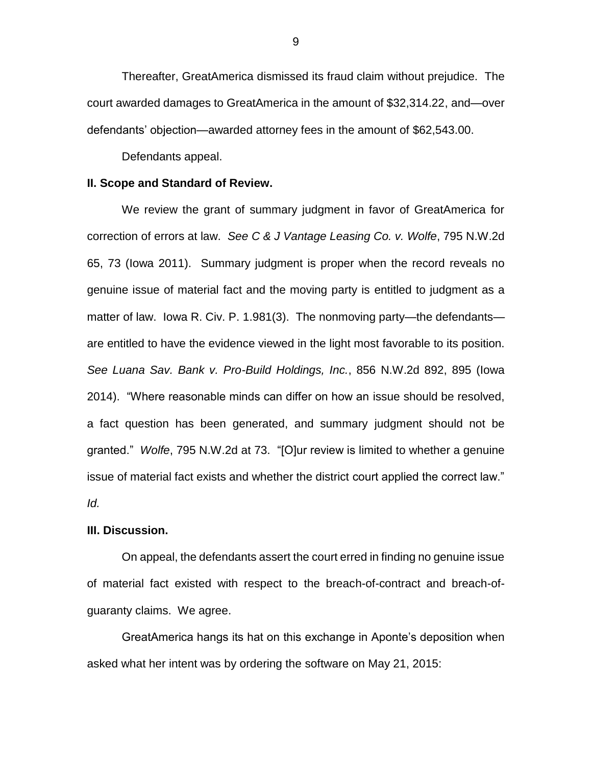Thereafter, GreatAmerica dismissed its fraud claim without prejudice. The court awarded damages to GreatAmerica in the amount of $32,314.22, and—over defendants' objection—awarded attorney fees in the amount of $62,543.00.

Defendants appeal.

**II. Scope and Standard of Review.**

We review the grant of summary judgment in favor of GreatAmerica for correction of errors at law. *See C & J Vantage Leasing Co. v. Wolfe*, 795 N.W.2d 65, 73 (Iowa 2011). Summary judgment is proper when the record reveals no genuine issue of material fact and the moving party is entitled to judgment as a matter of law. Iowa R. Civ. P. 1.981(3). The nonmoving party—the defendants—are entitled to have the evidence viewed in the light most favorable to its position. *See Luana Sav. Bank v. Pro-Build Holdings, Inc.*, 856 N.W.2d 892, 895 (Iowa 2014). "Where reasonable minds can differ on how an issue should be resolved, a fact question has been generated, and summary judgment should not be granted." *Wolfe*, 795 N.W.2d at 73. "[O]ur review is limited to whether a genuine issue of material fact exists and whether the district court applied the correct law." *Id.*

**III. Discussion.**

On appeal, the defendants assert the court erred in finding no genuine issue of material fact existed with respect to the breach-of-contract and breach-of-guaranty claims. We agree.

GreatAmerica hangs its hat on this exchange in Aponte's deposition when asked what her intent was by ordering the software on May 21, 2015: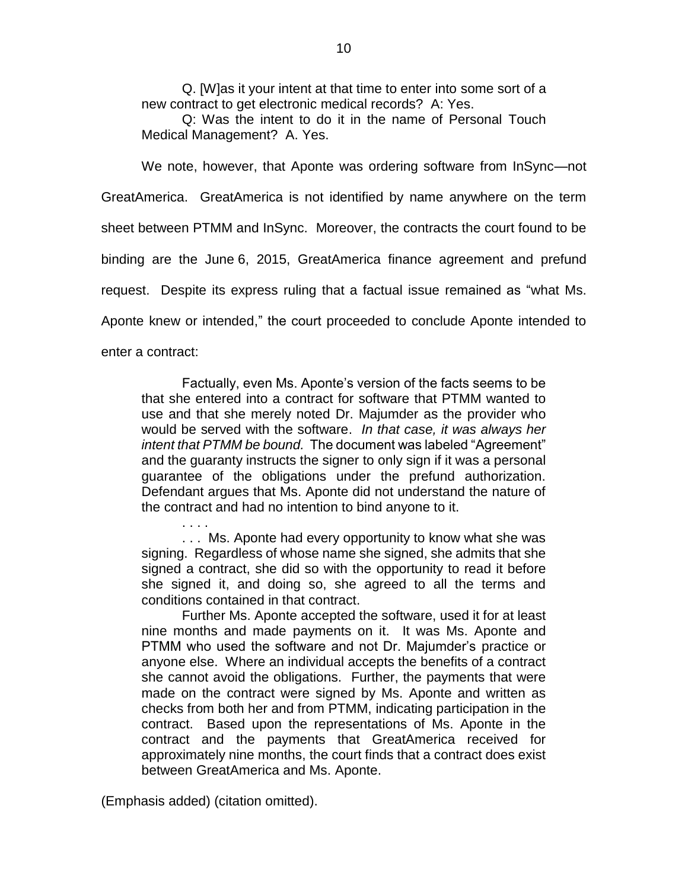> Q. [W]as it your intent at that time to enter into some sort of a new contract to get electronic medical records? A: Yes.
>
> Q: Was the intent to do it in the name of Personal Touch Medical Management? A. Yes.

We note, however, that Aponte was ordering software from InSync—not GreatAmerica. GreatAmerica is not identified by name anywhere on the term sheet between PTMM and InSync. Moreover, the contracts the court found to be binding are the June 6, 2015, GreatAmerica finance agreement and prefund request. Despite its express ruling that a factual issue remained as "what Ms. Aponte knew or intended," the court proceeded to conclude Aponte intended to enter a contract:

> Factually, even Ms. Aponte's version of the facts seems to be that she entered into a contract for software that PTMM wanted to use and that she merely noted Dr. Majumder as the provider who would be served with the software. *In that case, it was always her intent that PTMM be bound.* The document was labeled "Agreement" and the guaranty instructs the signer to only sign if it was a personal guarantee of the obligations under the prefund authorization. Defendant argues that Ms. Aponte did not understand the nature of the contract and had no intention to bind anyone to it.
>
> . . . .
>
> . . . Ms. Aponte had every opportunity to know what she was signing. Regardless of whose name she signed, she admits that she signed a contract, she did so with the opportunity to read it before she signed it, and doing so, she agreed to all the terms and conditions contained in that contract.
>
> Further Ms. Aponte accepted the software, used it for at least nine months and made payments on it. It was Ms. Aponte and PTMM who used the software and not Dr. Majumder's practice or anyone else. Where an individual accepts the benefits of a contract she cannot avoid the obligations. Further, the payments that were made on the contract were signed by Ms. Aponte and written as checks from both her and from PTMM, indicating participation in the contract. Based upon the representations of Ms. Aponte in the contract and the payments that GreatAmerica received for approximately nine months, the court finds that a contract does exist between GreatAmerica and Ms. Aponte.

(Emphasis added) (citation omitted).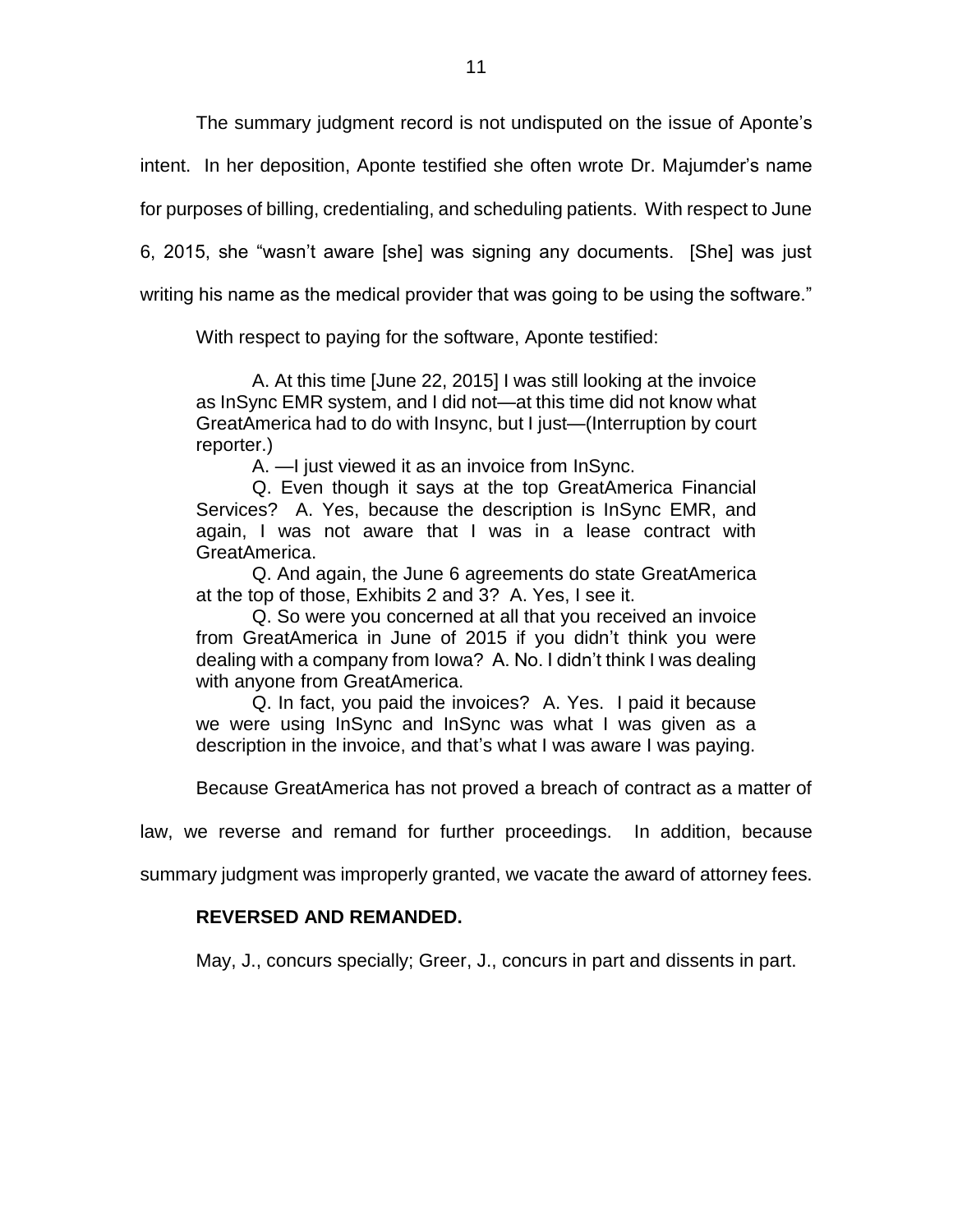The summary judgment record is not undisputed on the issue of Aponte's intent. In her deposition, Aponte testified she often wrote Dr. Majumder's name for purposes of billing, credentialing, and scheduling patients. With respect to June 6, 2015, she "wasn't aware [she] was signing any documents. [She] was just writing his name as the medical provider that was going to be using the software."

With respect to paying for the software, Aponte testified:

> A. At this time [June 22, 2015] I was still looking at the invoice as InSync EMR system, and I did not—at this time did not know what GreatAmerica had to do with Insync, but I just—(Interruption by court reporter.)
>
> A. —I just viewed it as an invoice from InSync.
>
> Q. Even though it says at the top GreatAmerica Financial Services? A. Yes, because the description is InSync EMR, and again, I was not aware that I was in a lease contract with GreatAmerica.
>
> Q. And again, the June 6 agreements do state GreatAmerica at the top of those, Exhibits 2 and 3? A. Yes, I see it.
>
> Q. So were you concerned at all that you received an invoice from GreatAmerica in June of 2015 if you didn't think you were dealing with a company from Iowa? A. No. I didn't think I was dealing with anyone from GreatAmerica.
>
> Q. In fact, you paid the invoices? A. Yes. I paid it because we were using InSync and InSync was what I was given as a description in the invoice, and that's what I was aware I was paying.

Because GreatAmerica has not proved a breach of contract as a matter of law, we reverse and remand for further proceedings. In addition, because summary judgment was improperly granted, we vacate the award of attorney fees.

**REVERSED AND REMANDED.**

May, J., concurs specially; Greer, J., concurs in part and dissents in part.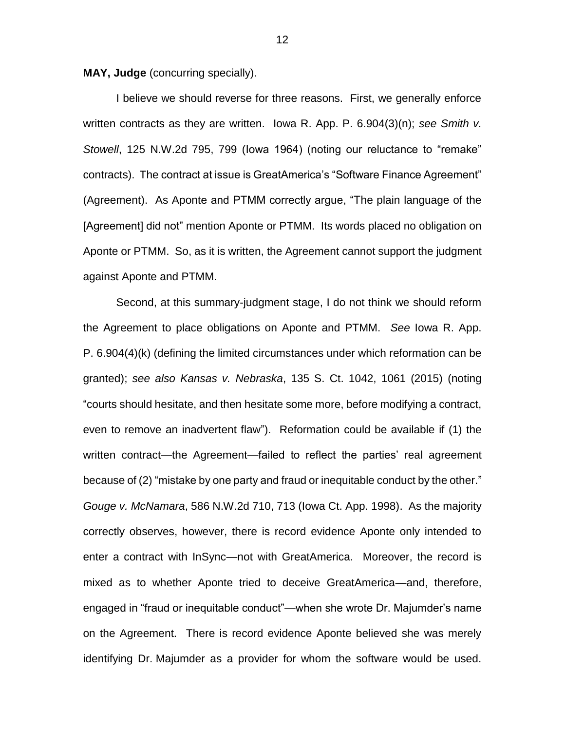**MAY, Judge** (concurring specially).

I believe we should reverse for three reasons. First, we generally enforce written contracts as they are written. Iowa R. App. P. 6.904(3)(n); *see Smith v. Stowell*, 125 N.W.2d 795, 799 (Iowa 1964) (noting our reluctance to "remake" contracts). The contract at issue is GreatAmerica's "Software Finance Agreement" (Agreement). As Aponte and PTMM correctly argue, "The plain language of the [Agreement] did not" mention Aponte or PTMM. Its words placed no obligation on Aponte or PTMM. So, as it is written, the Agreement cannot support the judgment against Aponte and PTMM.

Second, at this summary-judgment stage, I do not think we should reform the Agreement to place obligations on Aponte and PTMM. *See* Iowa R. App. P. 6.904(4)(k) (defining the limited circumstances under which reformation can be granted); *see also Kansas v. Nebraska*, 135 S. Ct. 1042, 1061 (2015) (noting "courts should hesitate, and then hesitate some more, before modifying a contract, even to remove an inadvertent flaw"). Reformation could be available if (1) the written contract—the Agreement—failed to reflect the parties' real agreement because of (2) "mistake by one party and fraud or inequitable conduct by the other." *Gouge v. McNamara*, 586 N.W.2d 710, 713 (Iowa Ct. App. 1998). As the majority correctly observes, however, there is record evidence Aponte only intended to enter a contract with InSync—not with GreatAmerica. Moreover, the record is mixed as to whether Aponte tried to deceive GreatAmerica—and, therefore, engaged in "fraud or inequitable conduct"—when she wrote Dr. Majumder's name on the Agreement. There is record evidence Aponte believed she was merely identifying Dr. Majumder as a provider for whom the software would be used.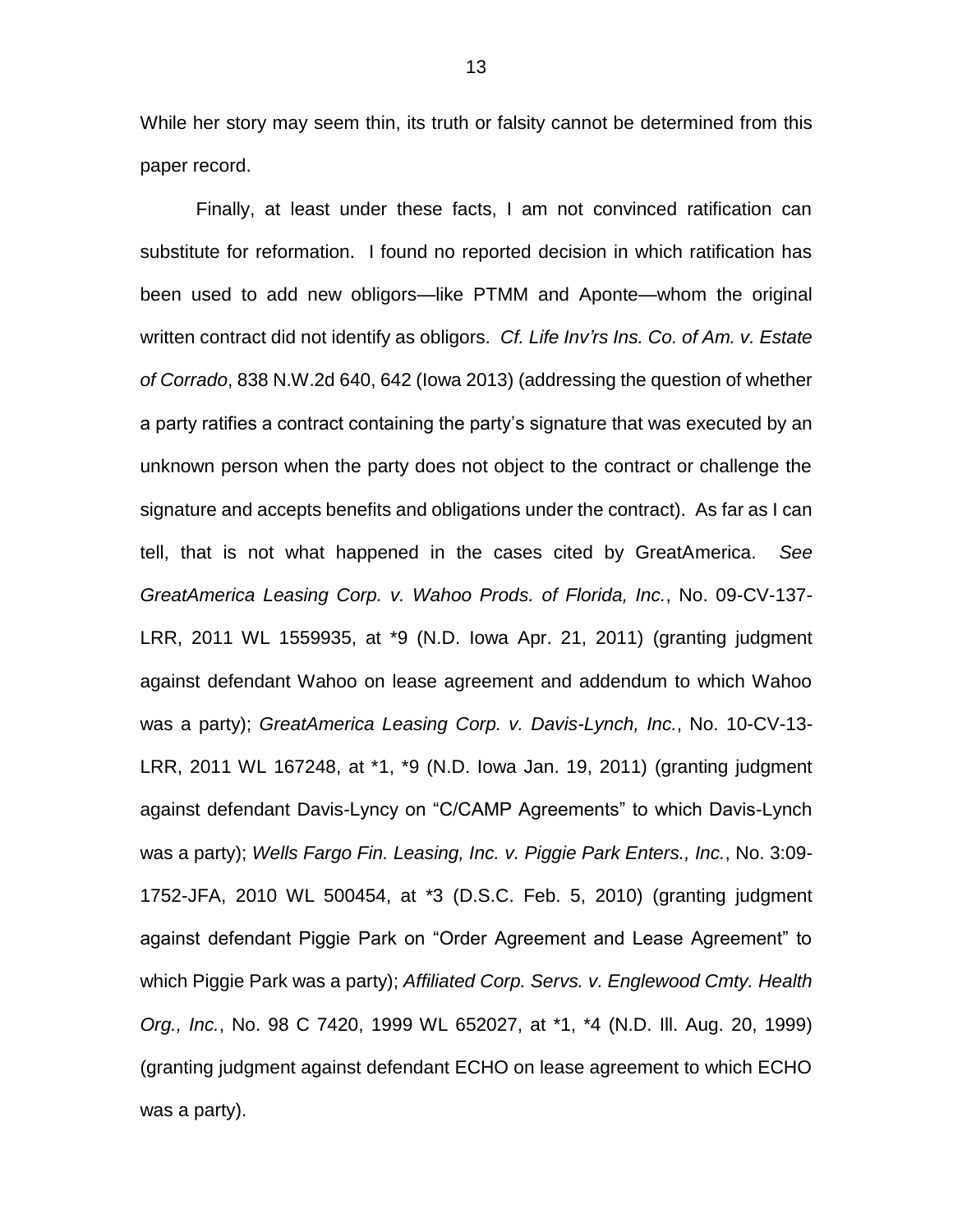While her story may seem thin, its truth or falsity cannot be determined from this paper record.

Finally, at least under these facts, I am not convinced ratification can substitute for reformation. I found no reported decision in which ratification has been used to add new obligors—like PTMM and Aponte—whom the original written contract did not identify as obligors. *Cf. Life Inv'rs Ins. Co. of Am. v. Estate of Corrado*, 838 N.W.2d 640, 642 (Iowa 2013) (addressing the question of whether a party ratifies a contract containing the party's signature that was executed by an unknown person when the party does not object to the contract or challenge the signature and accepts benefits and obligations under the contract). As far as I can tell, that is not what happened in the cases cited by GreatAmerica. *See GreatAmerica Leasing Corp. v. Wahoo Prods. of Florida, Inc.*, No. 09-CV-137-LRR, 2011 WL 1559935, at *9 (N.D. Iowa Apr. 21, 2011) (granting judgment against defendant Wahoo on lease agreement and addendum to which Wahoo was a party); *GreatAmerica Leasing Corp. v. Davis-Lynch, Inc.*, No. 10-CV-13-LRR, 2011 WL 167248, at *1, *9 (N.D. Iowa Jan. 19, 2011) (granting judgment against defendant Davis-Lyncy on "C/CAMP Agreements" to which Davis-Lynch was a party); *Wells Fargo Fin. Leasing, Inc. v. Piggie Park Enters., Inc.*, No. 3:09-1752-JFA, 2010 WL 500454, at *3 (D.S.C. Feb. 5, 2010) (granting judgment against defendant Piggie Park on "Order Agreement and Lease Agreement" to which Piggie Park was a party); *Affiliated Corp. Servs. v. Englewood Cmty. Health Org., Inc.*, No. 98 C 7420, 1999 WL 652027, at *1, *4 (N.D. Ill. Aug. 20, 1999) (granting judgment against defendant ECHO on lease agreement to which ECHO was a party).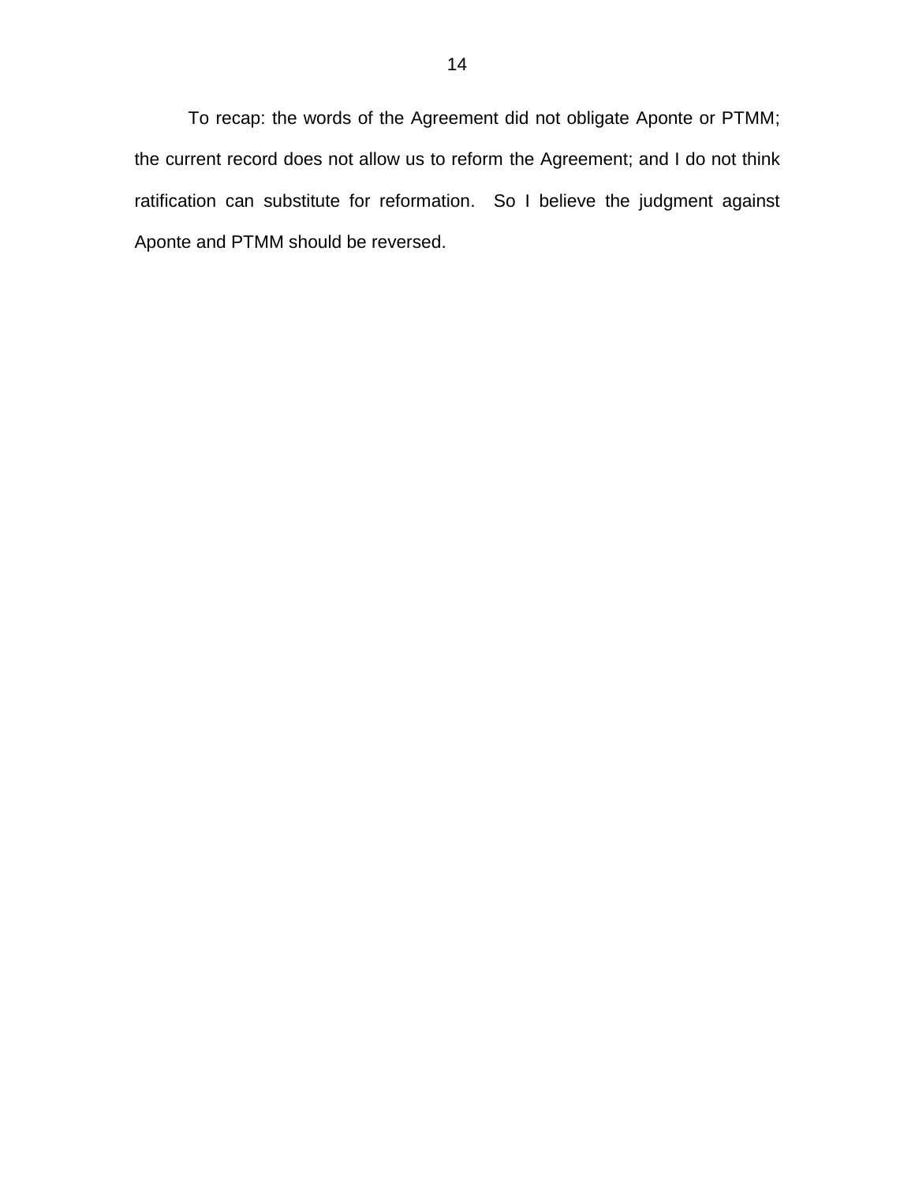To recap: the words of the Agreement did not obligate Aponte or PTMM; the current record does not allow us to reform the Agreement; and I do not think ratification can substitute for reformation. So I believe the judgment against Aponte and PTMM should be reversed.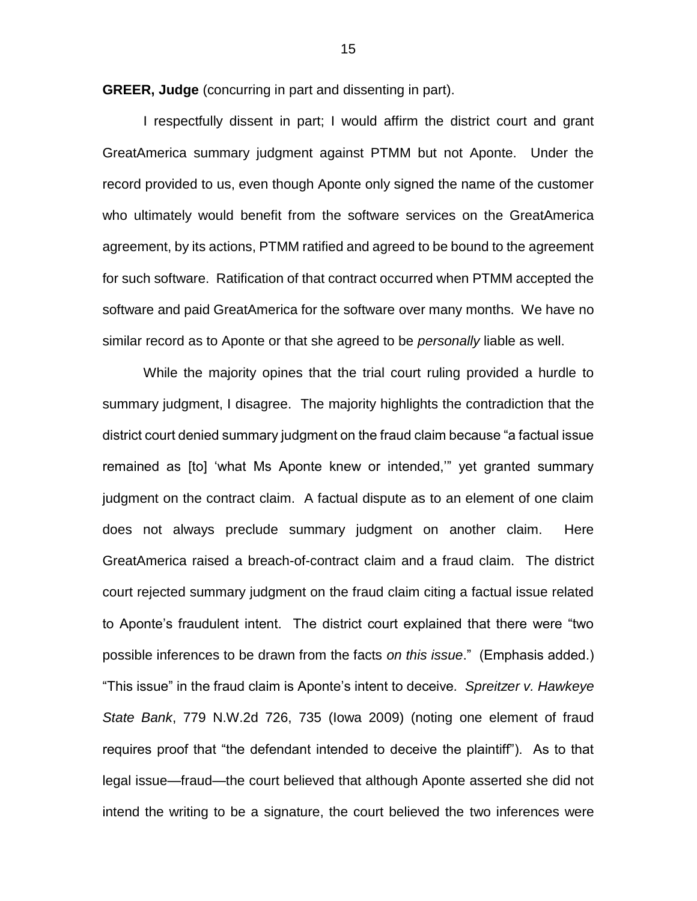**GREER, Judge** (concurring in part and dissenting in part).

I respectfully dissent in part; I would affirm the district court and grant GreatAmerica summary judgment against PTMM but not Aponte. Under the record provided to us, even though Aponte only signed the name of the customer who ultimately would benefit from the software services on the GreatAmerica agreement, by its actions, PTMM ratified and agreed to be bound to the agreement for such software. Ratification of that contract occurred when PTMM accepted the software and paid GreatAmerica for the software over many months. We have no similar record as to Aponte or that she agreed to be *personally* liable as well.

While the majority opines that the trial court ruling provided a hurdle to summary judgment, I disagree. The majority highlights the contradiction that the district court denied summary judgment on the fraud claim because "a factual issue remained as [to] 'what Ms Aponte knew or intended,'" yet granted summary judgment on the contract claim. A factual dispute as to an element of one claim does not always preclude summary judgment on another claim. Here GreatAmerica raised a breach-of-contract claim and a fraud claim. The district court rejected summary judgment on the fraud claim citing a factual issue related to Aponte's fraudulent intent. The district court explained that there were "two possible inferences to be drawn from the facts *on this issue*." (Emphasis added.) "This issue" in the fraud claim is Aponte's intent to deceive. *Spreitzer v. Hawkeye State Bank*, 779 N.W.2d 726, 735 (Iowa 2009) (noting one element of fraud requires proof that "the defendant intended to deceive the plaintiff"). As to that legal issue—fraud—the court believed that although Aponte asserted she did not intend the writing to be a signature, the court believed the two inferences were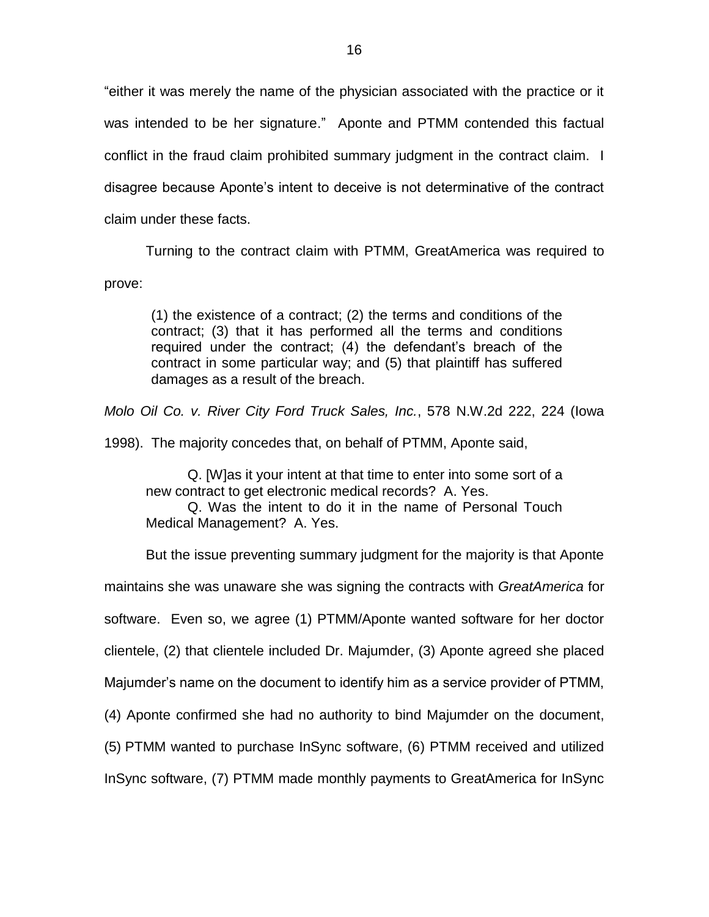"either it was merely the name of the physician associated with the practice or it was intended to be her signature." Aponte and PTMM contended this factual conflict in the fraud claim prohibited summary judgment in the contract claim. I disagree because Aponte's intent to deceive is not determinative of the contract claim under these facts.

Turning to the contract claim with PTMM, GreatAmerica was required to prove:

> (1) the existence of a contract; (2) the terms and conditions of the contract; (3) that it has performed all the terms and conditions required under the contract; (4) the defendant's breach of the contract in some particular way; and (5) that plaintiff has suffered damages as a result of the breach.

*Molo Oil Co. v. River City Ford Truck Sales, Inc.*, 578 N.W.2d 222, 224 (Iowa 1998). The majority concedes that, on behalf of PTMM, Aponte said,

> Q. [W]as it your intent at that time to enter into some sort of a new contract to get electronic medical records? A. Yes.
>
> Q. Was the intent to do it in the name of Personal Touch Medical Management? A. Yes.

But the issue preventing summary judgment for the majority is that Aponte maintains she was unaware she was signing the contracts with *GreatAmerica* for software. Even so, we agree (1) PTMM/Aponte wanted software for her doctor clientele, (2) that clientele included Dr. Majumder, (3) Aponte agreed she placed Majumder's name on the document to identify him as a service provider of PTMM, (4) Aponte confirmed she had no authority to bind Majumder on the document, (5) PTMM wanted to purchase InSync software, (6) PTMM received and utilized InSync software, (7) PTMM made monthly payments to GreatAmerica for InSync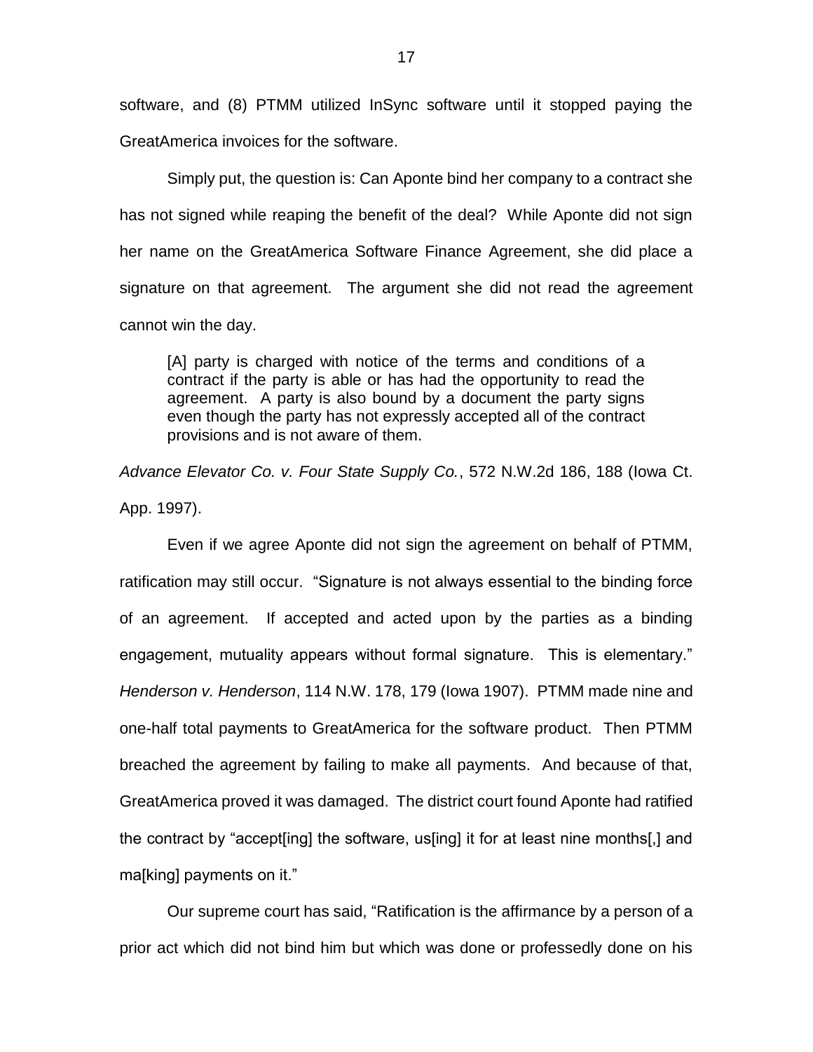software, and (8) PTMM utilized InSync software until it stopped paying the GreatAmerica invoices for the software.

Simply put, the question is: Can Aponte bind her company to a contract she has not signed while reaping the benefit of the deal? While Aponte did not sign her name on the GreatAmerica Software Finance Agreement, she did place a signature on that agreement. The argument she did not read the agreement cannot win the day.

> [A] party is charged with notice of the terms and conditions of a contract if the party is able or has had the opportunity to read the agreement. A party is also bound by a document the party signs even though the party has not expressly accepted all of the contract provisions and is not aware of them.

*Advance Elevator Co. v. Four State Supply Co.*, 572 N.W.2d 186, 188 (Iowa Ct. App. 1997).

Even if we agree Aponte did not sign the agreement on behalf of PTMM, ratification may still occur. "Signature is not always essential to the binding force of an agreement. If accepted and acted upon by the parties as a binding engagement, mutuality appears without formal signature. This is elementary." *Henderson v. Henderson*, 114 N.W. 178, 179 (Iowa 1907). PTMM made nine and one-half total payments to GreatAmerica for the software product. Then PTMM breached the agreement by failing to make all payments. And because of that, GreatAmerica proved it was damaged. The district court found Aponte had ratified the contract by "accept[ing] the software, us[ing] it for at least nine months[,] and ma[king] payments on it."

Our supreme court has said, "Ratification is the affirmance by a person of a prior act which did not bind him but which was done or professedly done on his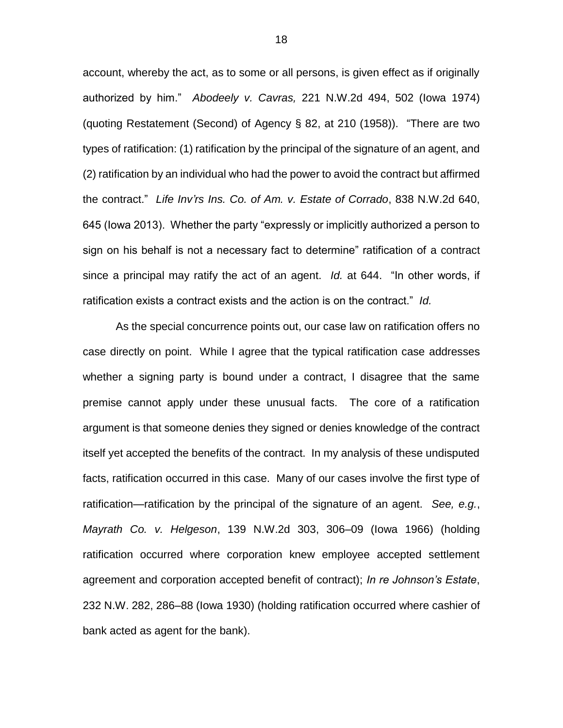account, whereby the act, as to some or all persons, is given effect as if originally authorized by him." *Abodeely v. Cavras,* 221 N.W.2d 494, 502 (Iowa 1974) (quoting Restatement (Second) of Agency § 82, at 210 (1958)). "There are two types of ratification: (1) ratification by the principal of the signature of an agent, and (2) ratification by an individual who had the power to avoid the contract but affirmed the contract." *Life Inv'rs Ins. Co. of Am. v. Estate of Corrado*, 838 N.W.2d 640, 645 (Iowa 2013). Whether the party "expressly or implicitly authorized a person to sign on his behalf is not a necessary fact to determine" ratification of a contract since a principal may ratify the act of an agent. *Id.* at 644. "In other words, if ratification exists a contract exists and the action is on the contract." *Id.*

As the special concurrence points out, our case law on ratification offers no case directly on point. While I agree that the typical ratification case addresses whether a signing party is bound under a contract, I disagree that the same premise cannot apply under these unusual facts. The core of a ratification argument is that someone denies they signed or denies knowledge of the contract itself yet accepted the benefits of the contract. In my analysis of these undisputed facts, ratification occurred in this case. Many of our cases involve the first type of ratification—ratification by the principal of the signature of an agent. *See, e.g.*, *Mayrath Co. v. Helgeson*, 139 N.W.2d 303, 306–09 (Iowa 1966) (holding ratification occurred where corporation knew employee accepted settlement agreement and corporation accepted benefit of contract); *In re Johnson's Estate*, 232 N.W. 282, 286–88 (Iowa 1930) (holding ratification occurred where cashier of bank acted as agent for the bank).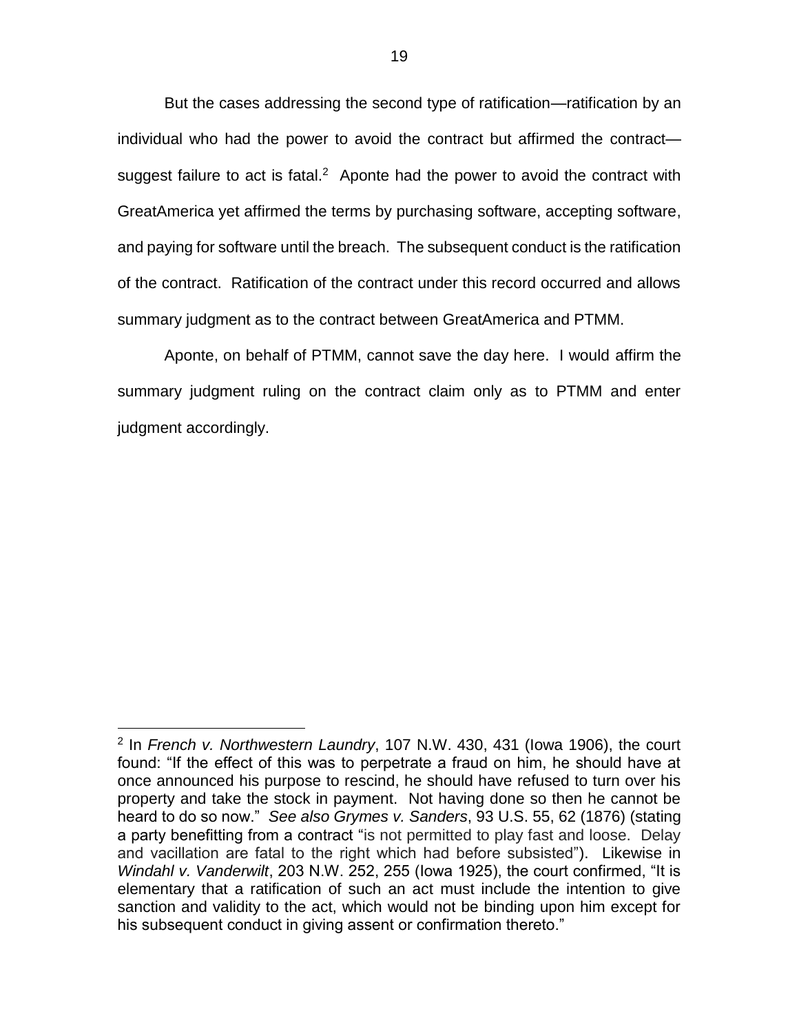But the cases addressing the second type of ratification—ratification by an individual who had the power to avoid the contract but affirmed the contract—suggest failure to act is fatal.[2] Aponte had the power to avoid the contract with GreatAmerica yet affirmed the terms by purchasing software, accepting software, and paying for software until the breach. The subsequent conduct is the ratification of the contract. Ratification of the contract under this record occurred and allows summary judgment as to the contract between GreatAmerica and PTMM.

Aponte, on behalf of PTMM, cannot save the day here. I would affirm the summary judgment ruling on the contract claim only as to PTMM and enter judgment accordingly.

---

[2] In *French v. Northwestern Laundry*, 107 N.W. 430, 431 (Iowa 1906), the court found: "If the effect of this was to perpetrate a fraud on him, he should have at once announced his purpose to rescind, he should have refused to turn over his property and take the stock in payment. Not having done so then he cannot be heard to do so now." *See also Grymes v. Sanders*, 93 U.S. 55, 62 (1876) (stating a party benefitting from a contract "is not permitted to play fast and loose. Delay and vacillation are fatal to the right which had before subsisted"). Likewise in *Windahl v. Vanderwilt*, 203 N.W. 252, 255 (Iowa 1925), the court confirmed, "It is elementary that a ratification of such an act must include the intention to give sanction and validity to the act, which would not be binding upon him except for his subsequent conduct in giving assent or confirmation thereto."